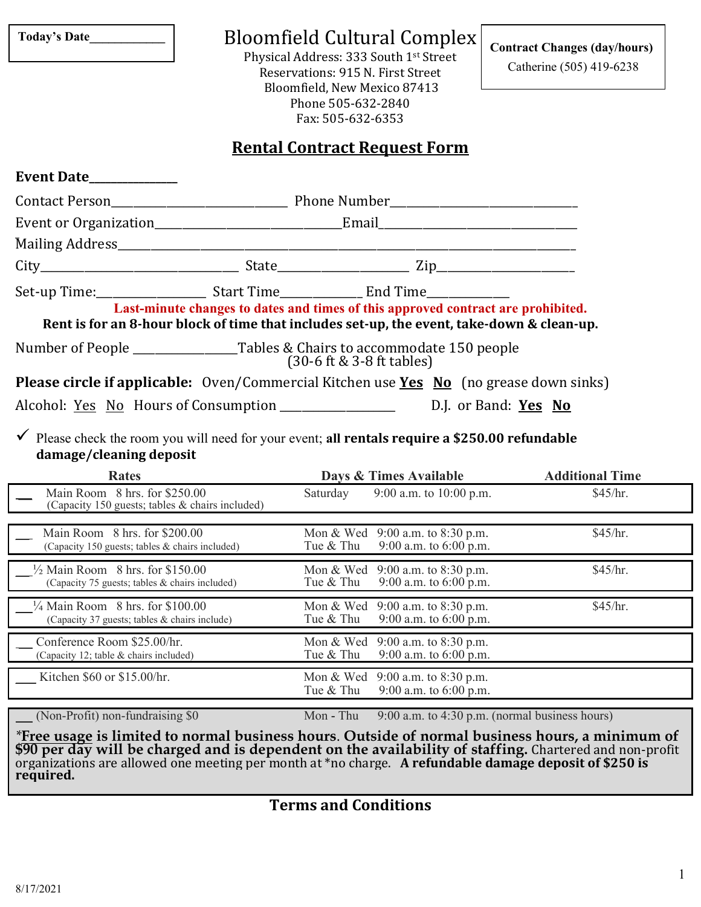**Today's Date____________**

# Bloomfield Cultural Complex

Physical Address: 333 South 1st Street
Reservations: 915 N. First Street
Bloomfield, New Mexico 87413
Phone 505-632-2840
Fax: 505-632-6353

**Contract Changes (day/hours)**
Catherine (505) 419-6238

## Rental Contract Request Form

**Event Date______________**

Contact Person____________________________ Phone Number_____________________________

Event or Organization_____________________________Email______________________________

Mailing Address__________________________________________________________________________

City_______________________________ State____________________ Zip_____________________

Set-up Time:________________ Start Time____________ End Time____________

**Last-minute changes to dates and times of this approved contract are prohibited.**

**Rent is for an 8-hour block of time that includes set-up, the event, take-down & clean-up.**

Number of People _______________Tables & Chairs to accommodate 150 people (30-6 ft & 3-8 ft tables)

**Please circle if applicable:** Oven/Commercial Kitchen use **Yes** **No** (no grease down sinks)

Alcohol: Yes No Hours of Consumption _________________ D.J. or Band: **Yes** **No**

✓ Please check the room you will need for your event; **all rentals require a $250.00 refundable damage/cleaning deposit**

| Rates | Days & Times Available | Additional Time |
|---|---|---|
| __ Main Room 8 hrs. for $250.00 (Capacity 150 guests; tables & chairs included) | Saturday 9:00 a.m. to 10:00 p.m. | $45/hr. |
| __ Main Room 8 hrs. for $200.00 (Capacity 150 guests; tables & chairs included) | Mon & Wed 9:00 a.m. to 8:30 p.m.<br>Tue & Thu 9:00 a.m. to 6:00 p.m. | $45/hr. |
| __ ½ Main Room 8 hrs. for $150.00 (Capacity 75 guests; tables & chairs included) | Mon & Wed 9:00 a.m. to 8:30 p.m.<br>Tue & Thu 9:00 a.m. to 6:00 p.m. | $45/hr. |
| __ ¼ Main Room 8 hrs. for $100.00 (Capacity 37 guests; tables & chairs include) | Mon & Wed 9:00 a.m. to 8:30 p.m.<br>Tue & Thu 9:00 a.m. to 6:00 p.m. | $45/hr. |
| __ Conference Room $25.00/hr. (Capacity 12; table & chairs included) | Mon & Wed 9:00 a.m. to 8:30 p.m.<br>Tue & Thu 9:00 a.m. to 6:00 p.m. | |
| __ Kitchen $60 or $15.00/hr. | Mon & Wed 9:00 a.m. to 8:30 p.m.<br>Tue & Thu 9:00 a.m. to 6:00 p.m. | |
| __ (Non-Profit) non-fundraising $0 | Mon - Thu 9:00 a.m. to 4:30 p.m. (normal business hours) | |

***Free usage** is limited to normal business hours. Outside of normal business hours, a minimum of $90 per day will be charged and is dependent on the availability of staffing.* Chartered and non-profit organizations are allowed one meeting per month at *no charge. **A refundable damage deposit of $250 is required.**

## Terms and Conditions

8/17/2021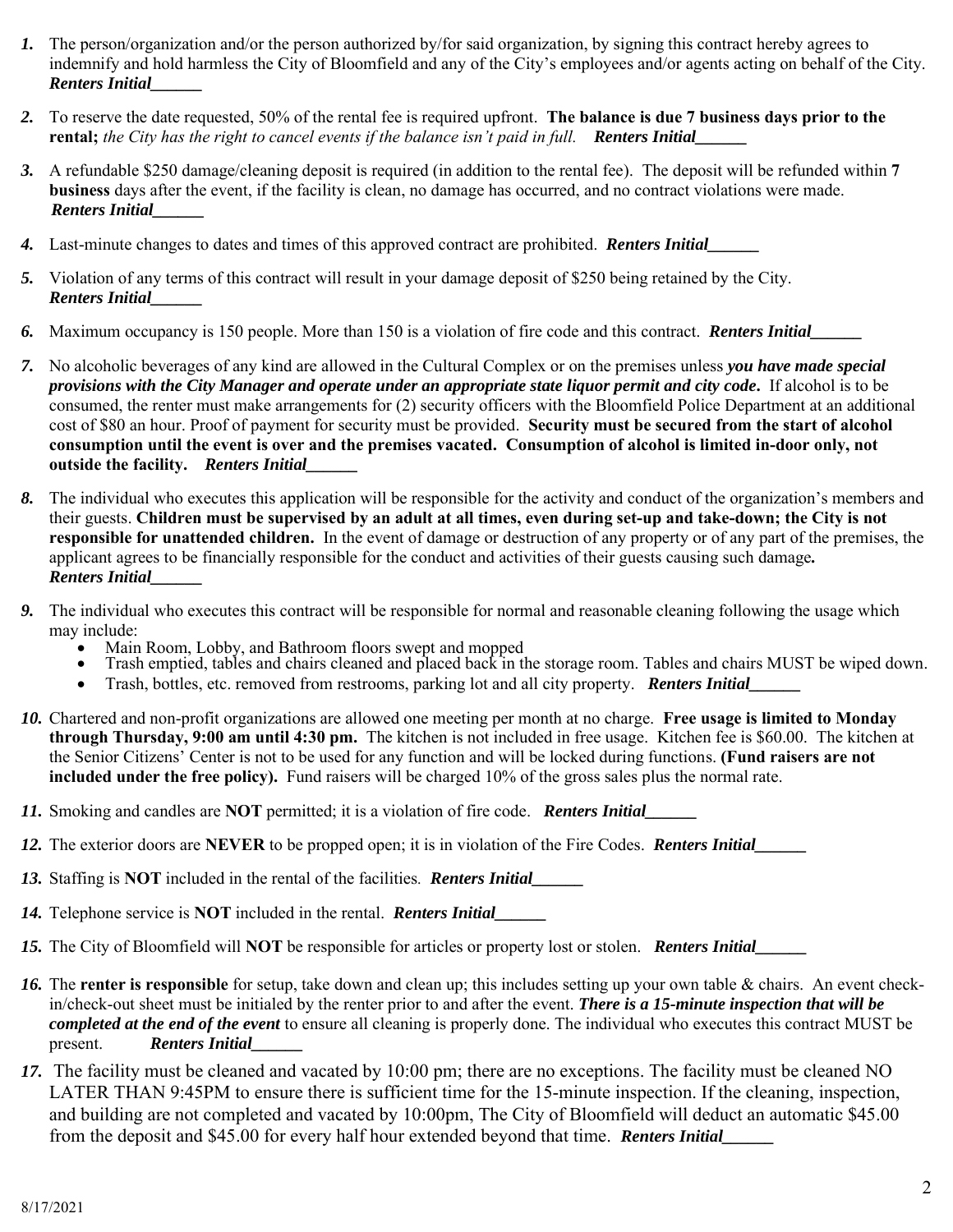1. The person/organization and/or the person authorized by/for said organization, by signing this contract hereby agrees to indemnify and hold harmless the City of Bloomfield and any of the City's employees and/or agents acting on behalf of the City. ***Renters Initial______***

2. To reserve the date requested, 50% of the rental fee is required upfront. **The balance is due 7 business days prior to the rental;** *the City has the right to cancel events if the balance isn't paid in full.* ***Renters Initial______***

3. A refundable $250 damage/cleaning deposit is required (in addition to the rental fee). The deposit will be refunded within **7 business** days after the event, if the facility is clean, no damage has occurred, and no contract violations were made. ***Renters Initial______***

4. Last-minute changes to dates and times of this approved contract are prohibited. ***Renters Initial______***

5. Violation of any terms of this contract will result in your damage deposit of $250 being retained by the City. ***Renters Initial______***

6. Maximum occupancy is 150 people. More than 150 is a violation of fire code and this contract. ***Renters Initial______***

7. No alcoholic beverages of any kind are allowed in the Cultural Complex or on the premises unless ***you have made special provisions with the City Manager and operate under an appropriate state liquor permit and city code.*** If alcohol is to be consumed, the renter must make arrangements for (2) security officers with the Bloomfield Police Department at an additional cost of $80 an hour. Proof of payment for security must be provided. **Security must be secured from the start of alcohol consumption until the event is over and the premises vacated. Consumption of alcohol is limited in-door only, not outside the facility.** ***Renters Initial______***

8. The individual who executes this application will be responsible for the activity and conduct of the organization's members and their guests. **Children must be supervised by an adult at all times, even during set-up and take-down; the City is not responsible for unattended children.** In the event of damage or destruction of any property or of any part of the premises, the applicant agrees to be financially responsible for the conduct and activities of their guests causing such damage**.** ***Renters Initial______***

9. The individual who executes this contract will be responsible for normal and reasonable cleaning following the usage which may include:
   - Main Room, Lobby, and Bathroom floors swept and mopped
   - Trash emptied, tables and chairs cleaned and placed back in the storage room. Tables and chairs MUST be wiped down.
   - Trash, bottles, etc. removed from restrooms, parking lot and all city property. ***Renters Initial______***

10. Chartered and non-profit organizations are allowed one meeting per month at no charge. **Free usage is limited to Monday through Thursday, 9:00 am until 4:30 pm.** The kitchen is not included in free usage. Kitchen fee is $60.00. The kitchen at the Senior Citizens' Center is not to be used for any function and will be locked during functions. **(Fund raisers are not included under the free policy).** Fund raisers will be charged 10% of the gross sales plus the normal rate.

11. Smoking and candles are **NOT** permitted; it is a violation of fire code. ***Renters Initial______***

12. The exterior doors are **NEVER** to be propped open; it is in violation of the Fire Codes. ***Renters Initial______***

13. Staffing is **NOT** included in the rental of the facilities. ***Renters Initial______***

14. Telephone service is **NOT** included in the rental. ***Renters Initial______***

15. The City of Bloomfield will **NOT** be responsible for articles or property lost or stolen. ***Renters Initial______***

16. The **renter is responsible** for setup, take down and clean up; this includes setting up your own table & chairs. An event check-in/check-out sheet must be initialed by the renter prior to and after the event. ***There is a 15-minute inspection that will be completed at the end of the event*** to ensure all cleaning is properly done. The individual who executes this contract MUST be present. ***Renters Initial______***

17. The facility must be cleaned and vacated by 10:00 pm; there are no exceptions. The facility must be cleaned NO LATER THAN 9:45PM to ensure there is sufficient time for the 15-minute inspection. If the cleaning, inspection, and building are not completed and vacated by 10:00pm, The City of Bloomfield will deduct an automatic $45.00 from the deposit and $45.00 for every half hour extended beyond that time. ***Renters Initial______***

8/17/2021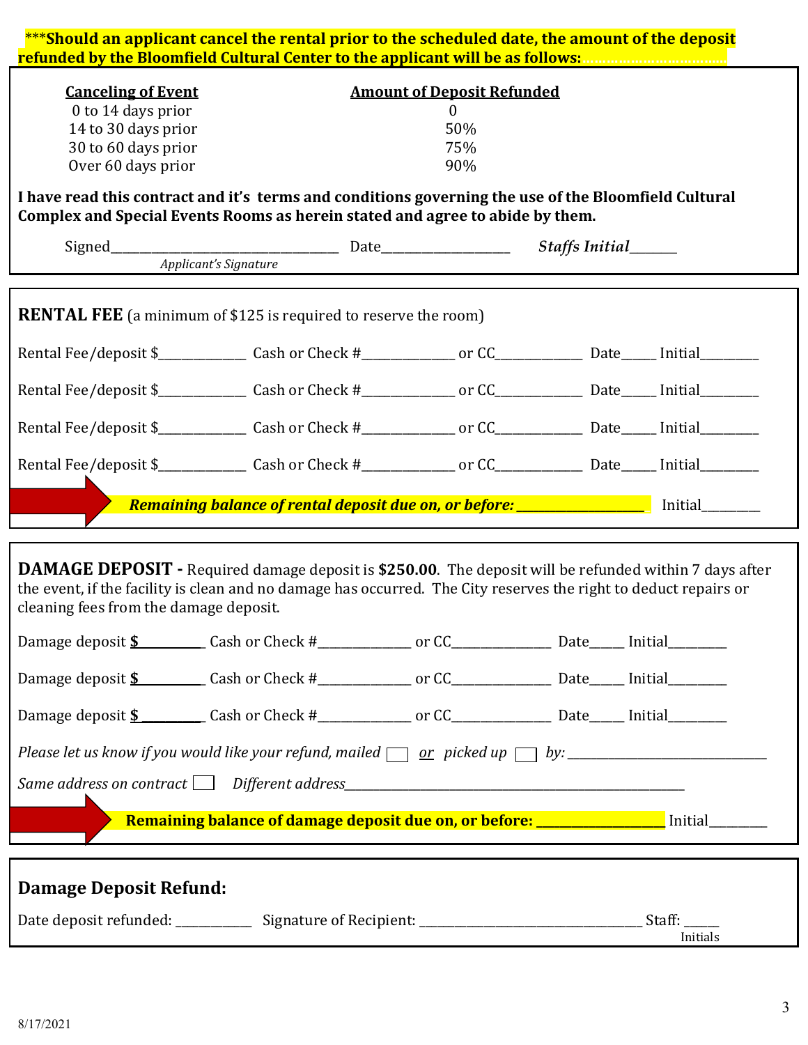***Should an applicant cancel the rental prior to the scheduled date, the amount of the deposit refunded by the Bloomfield Cultural Center to the applicant will be as follows:**

| Canceling of Event | Amount of Deposit Refunded |
|---|---|
| 0 to 14 days prior | 0 |
| 14 to 30 days prior | 50% |
| 30 to 60 days prior | 75% |
| Over 60 days prior | 90% |

**I have read this contract and it's terms and conditions governing the use of the Bloomfield Cultural Complex and Special Events Rooms as herein stated and agree to abide by them.**

Signed__________________________________ Date___________________ *Staffs Initial*_______
*Applicant's Signature*

**RENTAL FEE** (a minimum of $125 is required to reserve the room)

Rental Fee/deposit $____________ Cash or Check #_____________ or CC____________ Date_____ Initial________

Rental Fee/deposit $____________ Cash or Check #_____________ or CC____________ Date_____ Initial________

Rental Fee/deposit $____________ Cash or Check #_____________ or CC____________ Date_____ Initial________

Rental Fee/deposit $____________ Cash or Check #_____________ or CC____________ Date_____ Initial________

***Remaining balance of rental deposit due on, or before: ___________________*** Initial________

**DAMAGE DEPOSIT -** Required damage deposit is **$250.00**. The deposit will be refunded within 7 days after the event, if the facility is clean and no damage has occurred. The City reserves the right to deduct repairs or cleaning fees from the damage deposit.

Damage deposit **$**_________ Cash or Check #_____________ or CC______________ Date_____ Initial________

Damage deposit **$**_________ Cash or Check #_____________ or CC______________ Date_____ Initial________

Damage deposit **$**_________ Cash or Check #_____________ or CC______________ Date_____ Initial________

*Please let us know if you would like your refund, mailed* ☐ *or picked up* ☐ *by:* ______________________________

*Same address on contract* ☐ *Different address*______________________________________________________

**Remaining balance of damage deposit due on, or before: __________________** Initial________

## Damage Deposit Refund:

Date deposit refunded: ___________ Signature of Recipient: ________________________________ Staff: _____
Initials

8/17/2021